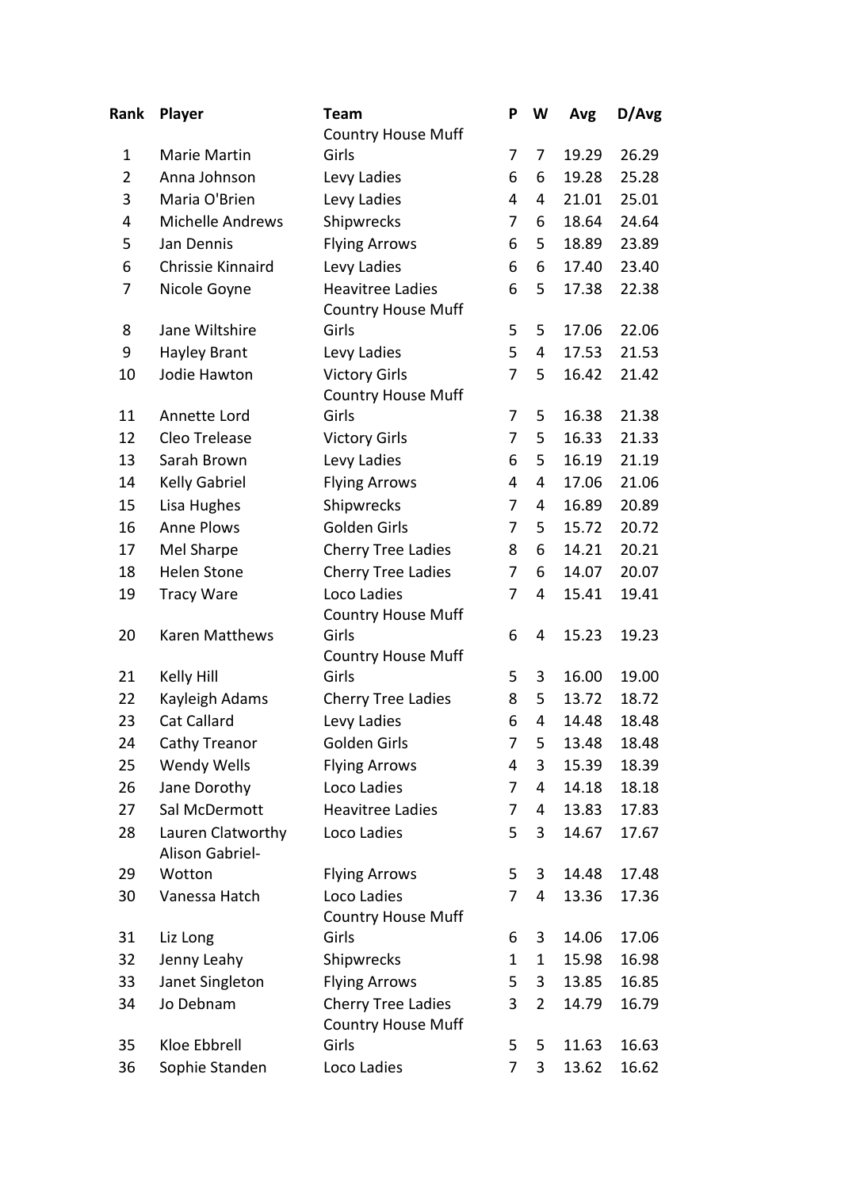| Rank | Player | Team | P | W | Avg | D/Avg |
|---|---|---|---|---|---|---|
| 1 | Marie Martin | Country House Muff Girls | 7 | 7 | 19.29 | 26.29 |
| 2 | Anna Johnson | Levy Ladies | 6 | 6 | 19.28 | 25.28 |
| 3 | Maria O'Brien | Levy Ladies | 4 | 4 | 21.01 | 25.01 |
| 4 | Michelle Andrews | Shipwrecks | 7 | 6 | 18.64 | 24.64 |
| 5 | Jan Dennis | Flying Arrows | 6 | 5 | 18.89 | 23.89 |
| 6 | Chrissie Kinnaird | Levy Ladies | 6 | 6 | 17.40 | 23.40 |
| 7 | Nicole Goyne | Heavitree Ladies | 6 | 5 | 17.38 | 22.38 |
| 8 | Jane Wiltshire | Country House Muff Girls | 5 | 5 | 17.06 | 22.06 |
| 9 | Hayley Brant | Levy Ladies | 5 | 4 | 17.53 | 21.53 |
| 10 | Jodie Hawton | Victory Girls | 7 | 5 | 16.42 | 21.42 |
| 11 | Annette Lord | Country House Muff Girls | 7 | 5 | 16.38 | 21.38 |
| 12 | Cleo Trelease | Victory Girls | 7 | 5 | 16.33 | 21.33 |
| 13 | Sarah Brown | Levy Ladies | 6 | 5 | 16.19 | 21.19 |
| 14 | Kelly Gabriel | Flying Arrows | 4 | 4 | 17.06 | 21.06 |
| 15 | Lisa Hughes | Shipwrecks | 7 | 4 | 16.89 | 20.89 |
| 16 | Anne Plows | Golden Girls | 7 | 5 | 15.72 | 20.72 |
| 17 | Mel Sharpe | Cherry Tree Ladies | 8 | 6 | 14.21 | 20.21 |
| 18 | Helen Stone | Cherry Tree Ladies | 7 | 6 | 14.07 | 20.07 |
| 19 | Tracy Ware | Loco Ladies | 7 | 4 | 15.41 | 19.41 |
| 20 | Karen Matthews | Country House Muff Girls | 6 | 4 | 15.23 | 19.23 |
| 21 | Kelly Hill | Country House Muff Girls | 5 | 3 | 16.00 | 19.00 |
| 22 | Kayleigh Adams | Cherry Tree Ladies | 8 | 5 | 13.72 | 18.72 |
| 23 | Cat Callard | Levy Ladies | 6 | 4 | 14.48 | 18.48 |
| 24 | Cathy Treanor | Golden Girls | 7 | 5 | 13.48 | 18.48 |
| 25 | Wendy Wells | Flying Arrows | 4 | 3 | 15.39 | 18.39 |
| 26 | Jane Dorothy | Loco Ladies | 7 | 4 | 14.18 | 18.18 |
| 27 | Sal McDermott | Heavitree Ladies | 7 | 4 | 13.83 | 17.83 |
| 28 | Lauren Clatworthy | Loco Ladies | 5 | 3 | 14.67 | 17.67 |
| 29 | Alison Gabriel-Wotton | Flying Arrows | 5 | 3 | 14.48 | 17.48 |
| 30 | Vanessa Hatch | Loco Ladies | 7 | 4 | 13.36 | 17.36 |
| 31 | Liz Long | Country House Muff Girls | 6 | 3 | 14.06 | 17.06 |
| 32 | Jenny Leahy | Shipwrecks | 1 | 1 | 15.98 | 16.98 |
| 33 | Janet Singleton | Flying Arrows | 5 | 3 | 13.85 | 16.85 |
| 34 | Jo Debnam | Cherry Tree Ladies | 3 | 2 | 14.79 | 16.79 |
| 35 | Kloe Ebbrell | Country House Muff Girls | 5 | 5 | 11.63 | 16.63 |
| 36 | Sophie Standen | Loco Ladies | 7 | 3 | 13.62 | 16.62 |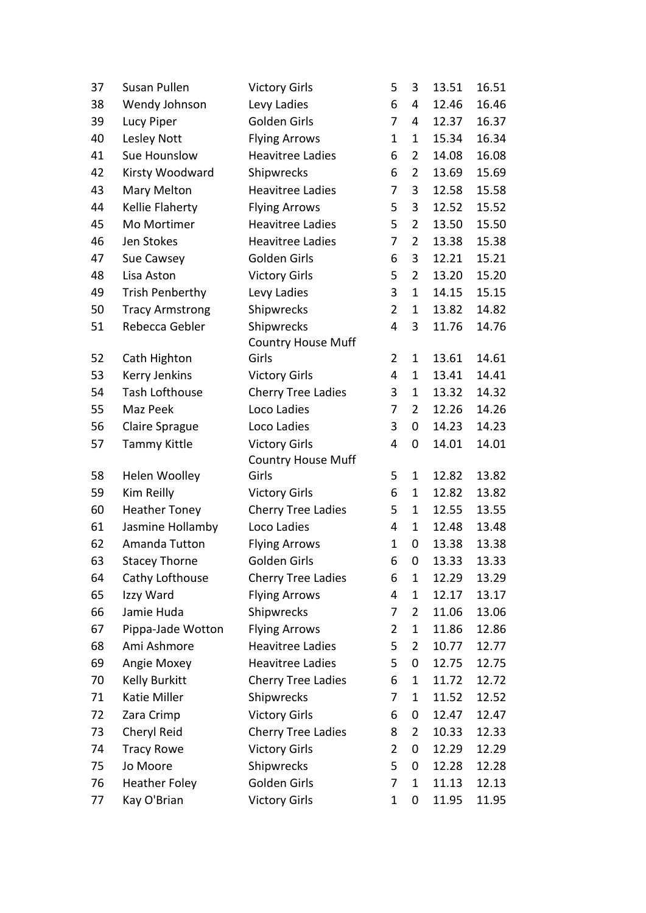| | | | | | | |
|---|---|---|---|---|---|---|
| 37 | Susan Pullen | Victory Girls | 5 | 3 | 13.51 | 16.51 |
| 38 | Wendy Johnson | Levy Ladies | 6 | 4 | 12.46 | 16.46 |
| 39 | Lucy Piper | Golden Girls | 7 | 4 | 12.37 | 16.37 |
| 40 | Lesley Nott | Flying Arrows | 1 | 1 | 15.34 | 16.34 |
| 41 | Sue Hounslow | Heavitree Ladies | 6 | 2 | 14.08 | 16.08 |
| 42 | Kirsty Woodward | Shipwrecks | 6 | 2 | 13.69 | 15.69 |
| 43 | Mary Melton | Heavitree Ladies | 7 | 3 | 12.58 | 15.58 |
| 44 | Kellie Flaherty | Flying Arrows | 5 | 3 | 12.52 | 15.52 |
| 45 | Mo Mortimer | Heavitree Ladies | 5 | 2 | 13.50 | 15.50 |
| 46 | Jen Stokes | Heavitree Ladies | 7 | 2 | 13.38 | 15.38 |
| 47 | Sue Cawsey | Golden Girls | 6 | 3 | 12.21 | 15.21 |
| 48 | Lisa Aston | Victory Girls | 5 | 2 | 13.20 | 15.20 |
| 49 | Trish Penberthy | Levy Ladies | 3 | 1 | 14.15 | 15.15 |
| 50 | Tracy Armstrong | Shipwrecks | 2 | 1 | 13.82 | 14.82 |
| 51 | Rebecca Gebler | Shipwrecks | 4 | 3 | 11.76 | 14.76 |
| 52 | Cath Highton | Country House Muff Girls | 2 | 1 | 13.61 | 14.61 |
| 53 | Kerry Jenkins | Victory Girls | 4 | 1 | 13.41 | 14.41 |
| 54 | Tash Lofthouse | Cherry Tree Ladies | 3 | 1 | 13.32 | 14.32 |
| 55 | Maz Peek | Loco Ladies | 7 | 2 | 12.26 | 14.26 |
| 56 | Claire Sprague | Loco Ladies | 3 | 0 | 14.23 | 14.23 |
| 57 | Tammy Kittle | Victory Girls | 4 | 0 | 14.01 | 14.01 |
| 58 | Helen Woolley | Country House Muff Girls | 5 | 1 | 12.82 | 13.82 |
| 59 | Kim Reilly | Victory Girls | 6 | 1 | 12.82 | 13.82 |
| 60 | Heather Toney | Cherry Tree Ladies | 5 | 1 | 12.55 | 13.55 |
| 61 | Jasmine Hollamby | Loco Ladies | 4 | 1 | 12.48 | 13.48 |
| 62 | Amanda Tutton | Flying Arrows | 1 | 0 | 13.38 | 13.38 |
| 63 | Stacey Thorne | Golden Girls | 6 | 0 | 13.33 | 13.33 |
| 64 | Cathy Lofthouse | Cherry Tree Ladies | 6 | 1 | 12.29 | 13.29 |
| 65 | Izzy Ward | Flying Arrows | 4 | 1 | 12.17 | 13.17 |
| 66 | Jamie Huda | Shipwrecks | 7 | 2 | 11.06 | 13.06 |
| 67 | Pippa-Jade Wotton | Flying Arrows | 2 | 1 | 11.86 | 12.86 |
| 68 | Ami Ashmore | Heavitree Ladies | 5 | 2 | 10.77 | 12.77 |
| 69 | Angie Moxey | Heavitree Ladies | 5 | 0 | 12.75 | 12.75 |
| 70 | Kelly Burkitt | Cherry Tree Ladies | 6 | 1 | 11.72 | 12.72 |
| 71 | Katie Miller | Shipwrecks | 7 | 1 | 11.52 | 12.52 |
| 72 | Zara Crimp | Victory Girls | 6 | 0 | 12.47 | 12.47 |
| 73 | Cheryl Reid | Cherry Tree Ladies | 8 | 2 | 10.33 | 12.33 |
| 74 | Tracy Rowe | Victory Girls | 2 | 0 | 12.29 | 12.29 |
| 75 | Jo Moore | Shipwrecks | 5 | 0 | 12.28 | 12.28 |
| 76 | Heather Foley | Golden Girls | 7 | 1 | 11.13 | 12.13 |
| 77 | Kay O'Brian | Victory Girls | 1 | 0 | 11.95 | 11.95 |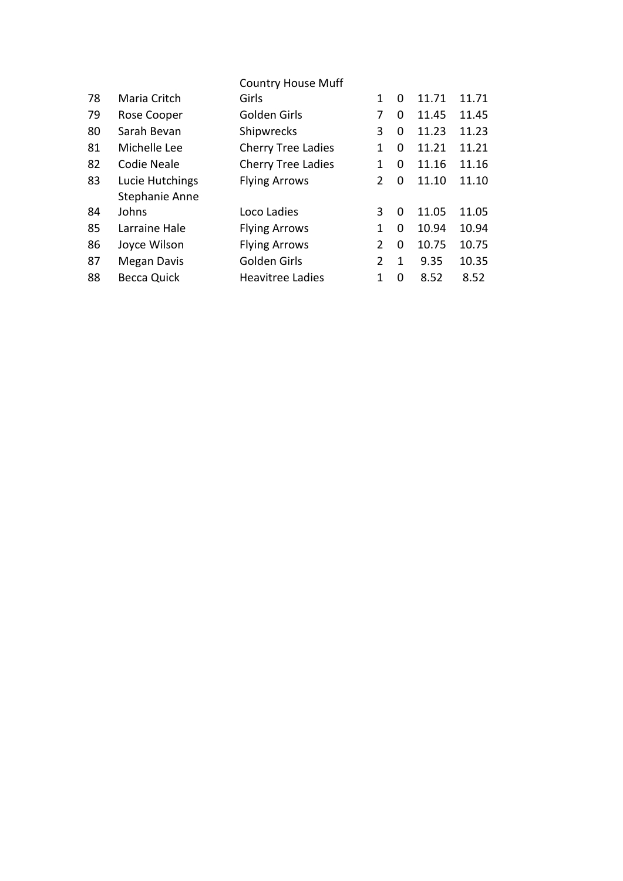| | | | | | | |
|---|---|---|---|---|---|---|
| 78 | Maria Critch | Country House Muff Girls | 1 | 0 | 11.71 | 11.71 |
| 79 | Rose Cooper | Golden Girls | 7 | 0 | 11.45 | 11.45 |
| 80 | Sarah Bevan | Shipwrecks | 3 | 0 | 11.23 | 11.23 |
| 81 | Michelle Lee | Cherry Tree Ladies | 1 | 0 | 11.21 | 11.21 |
| 82 | Codie Neale | Cherry Tree Ladies | 1 | 0 | 11.16 | 11.16 |
| 83 | Lucie Hutchings | Flying Arrows | 2 | 0 | 11.10 | 11.10 |
| 84 | Stephanie Anne Johns | Loco Ladies | 3 | 0 | 11.05 | 11.05 |
| 85 | Larraine Hale | Flying Arrows | 1 | 0 | 10.94 | 10.94 |
| 86 | Joyce Wilson | Flying Arrows | 2 | 0 | 10.75 | 10.75 |
| 87 | Megan Davis | Golden Girls | 2 | 1 | 9.35 | 10.35 |
| 88 | Becca Quick | Heavitree Ladies | 1 | 0 | 8.52 | 8.52 |